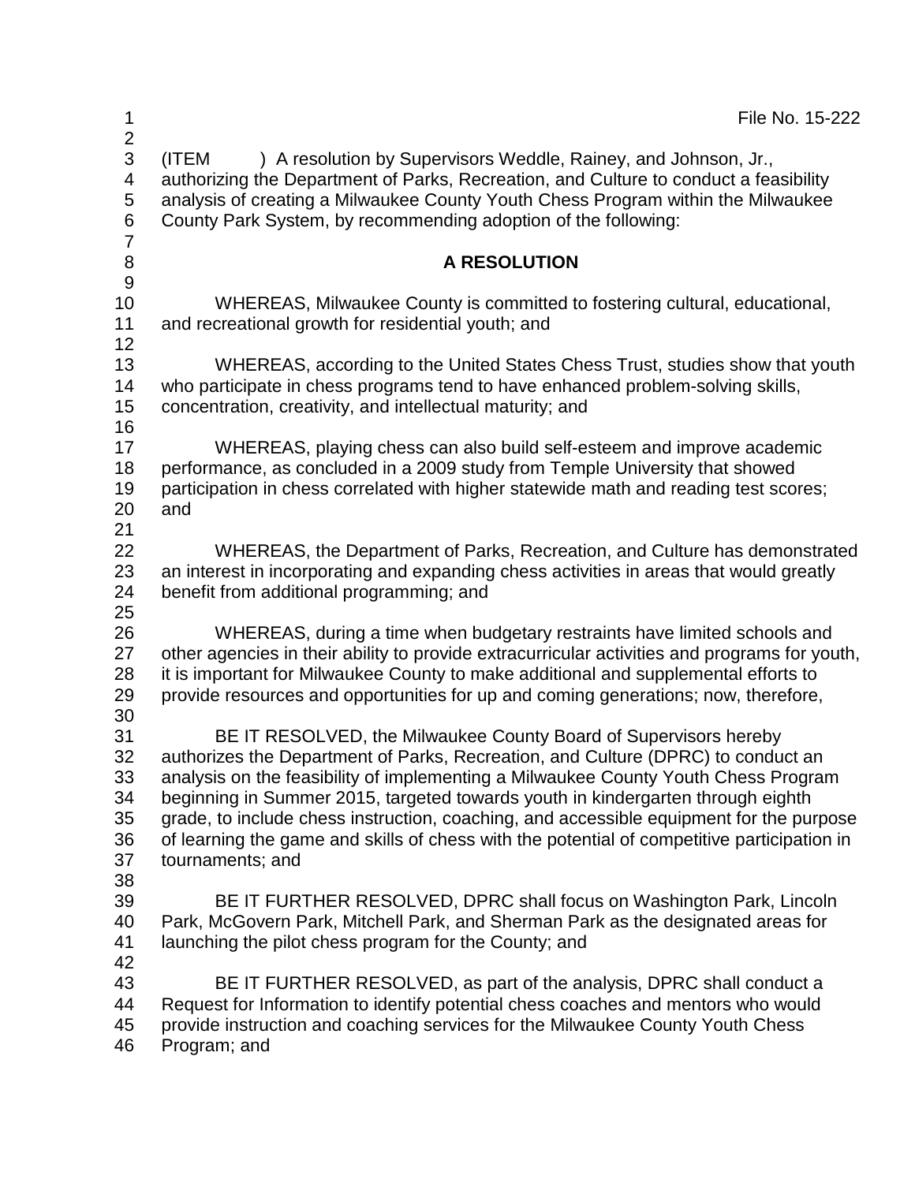File No. 15-222

(ITEM ) A resolution by Supervisors Weddle, Rainey, and Johnson, Jr., authorizing the Department of Parks, Recreation, and Culture to conduct a feasibility analysis of creating a Milwaukee County Youth Chess Program within the Milwaukee County Park System, by recommending adoption of the following:

**A RESOLUTION**

WHEREAS, Milwaukee County is committed to fostering cultural, educational, and recreational growth for residential youth; and

WHEREAS, according to the United States Chess Trust, studies show that youth who participate in chess programs tend to have enhanced problem-solving skills, concentration, creativity, and intellectual maturity; and

WHEREAS, playing chess can also build self-esteem and improve academic performance, as concluded in a 2009 study from Temple University that showed participation in chess correlated with higher statewide math and reading test scores; and

WHEREAS, the Department of Parks, Recreation, and Culture has demonstrated an interest in incorporating and expanding chess activities in areas that would greatly benefit from additional programming; and

WHEREAS, during a time when budgetary restraints have limited schools and other agencies in their ability to provide extracurricular activities and programs for youth, it is important for Milwaukee County to make additional and supplemental efforts to provide resources and opportunities for up and coming generations; now, therefore,

BE IT RESOLVED, the Milwaukee County Board of Supervisors hereby authorizes the Department of Parks, Recreation, and Culture (DPRC) to conduct an analysis on the feasibility of implementing a Milwaukee County Youth Chess Program beginning in Summer 2015, targeted towards youth in kindergarten through eighth grade, to include chess instruction, coaching, and accessible equipment for the purpose of learning the game and skills of chess with the potential of competitive participation in tournaments; and

BE IT FURTHER RESOLVED, DPRC shall focus on Washington Park, Lincoln Park, McGovern Park, Mitchell Park, and Sherman Park as the designated areas for launching the pilot chess program for the County; and

BE IT FURTHER RESOLVED, as part of the analysis, DPRC shall conduct a Request for Information to identify potential chess coaches and mentors who would provide instruction and coaching services for the Milwaukee County Youth Chess Program; and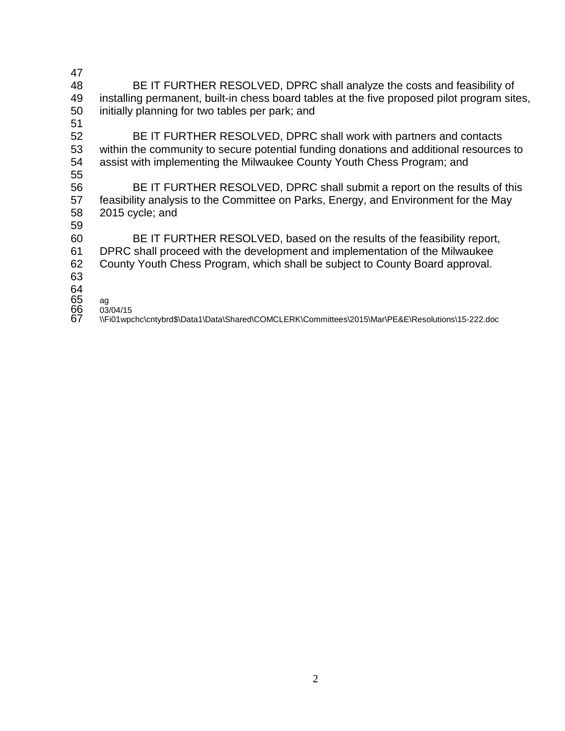BE IT FURTHER RESOLVED, DPRC shall analyze the costs and feasibility of installing permanent, built-in chess board tables at the five proposed pilot program sites, initially planning for two tables per park; and

BE IT FURTHER RESOLVED, DPRC shall work with partners and contacts within the community to secure potential funding donations and additional resources to assist with implementing the Milwaukee County Youth Chess Program; and

BE IT FURTHER RESOLVED, DPRC shall submit a report on the results of this feasibility analysis to the Committee on Parks, Energy, and Environment for the May 2015 cycle; and

BE IT FURTHER RESOLVED, based on the results of the feasibility report, DPRC shall proceed with the development and implementation of the Milwaukee County Youth Chess Program, which shall be subject to County Board approval.

ag
03/04/15
\\Fi01wpchc\cntybrd$\Data1\Data\Shared\COMCLERK\Committees\2015\Mar\PE&E\Resolutions\15-222.doc